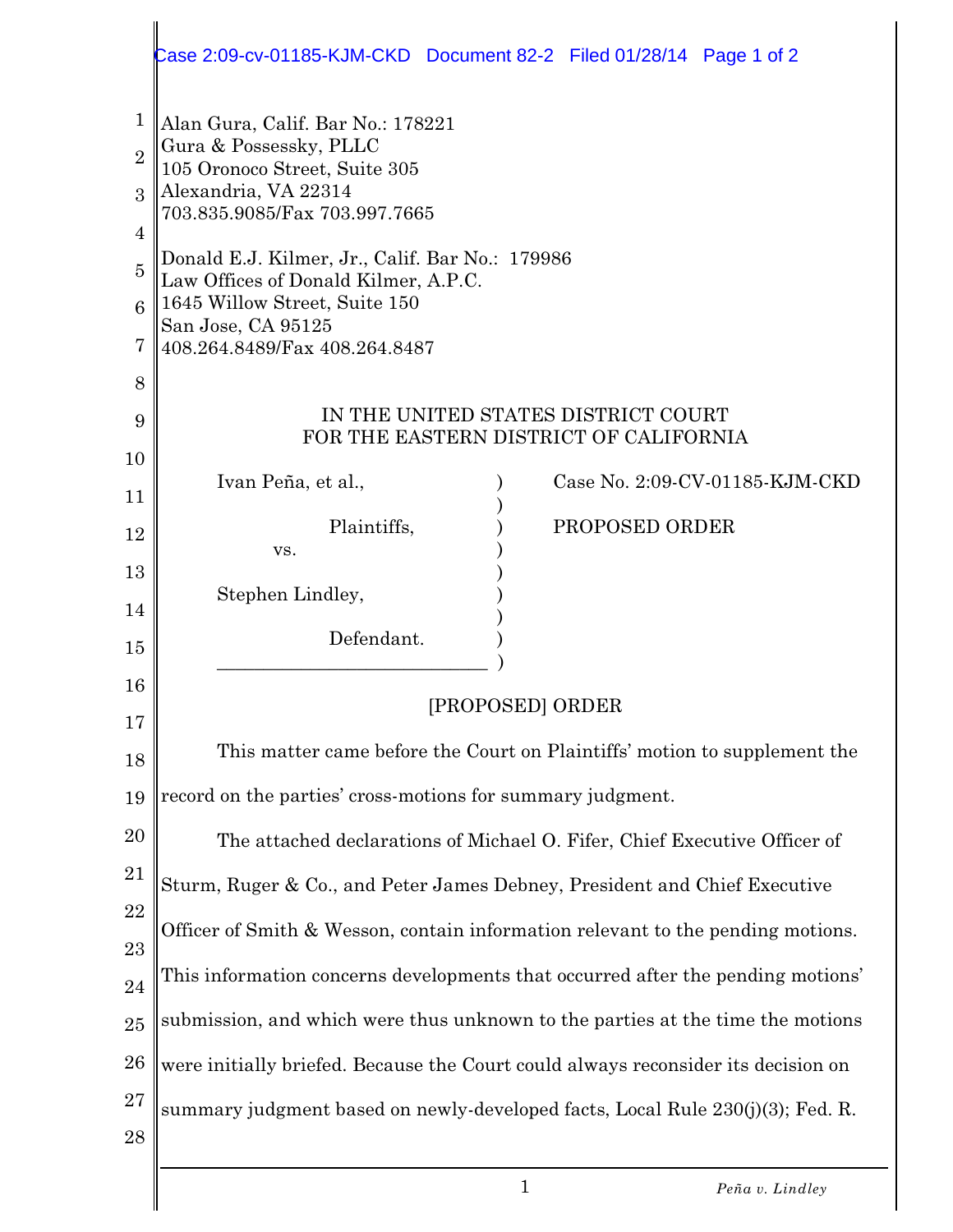Alan Gura, Calif. Bar No.: 178221
Gura & Possessky, PLLC
105 Oronoco Street, Suite 305
Alexandria, VA 22314
703.835.9085/Fax 703.997.7665

Donald E.J. Kilmer, Jr., Calif. Bar No.: 179986
Law Offices of Donald Kilmer, A.P.C.
1645 Willow Street, Suite 150
San Jose, CA 95125
408.264.8489/Fax 408.264.8487

IN THE UNITED STATES DISTRICT COURT
FOR THE EASTERN DISTRICT OF CALIFORNIA

| | |
|---|---|
| Ivan Peña, et al., Plaintiffs, vs. Stephen Lindley, Defendant. | Case No. 2:09-CV-01185-KJM-CKD PROPOSED ORDER |

[PROPOSED] ORDER

This matter came before the Court on Plaintiffs' motion to supplement the record on the parties' cross-motions for summary judgment.

The attached declarations of Michael O. Fifer, Chief Executive Officer of Sturm, Ruger & Co., and Peter James Debney, President and Chief Executive Officer of Smith & Wesson, contain information relevant to the pending motions. This information concerns developments that occurred after the pending motions' submission, and which were thus unknown to the parties at the time the motions were initially briefed. Because the Court could always reconsider its decision on summary judgment based on newly-developed facts, Local Rule 230(j)(3); Fed. R.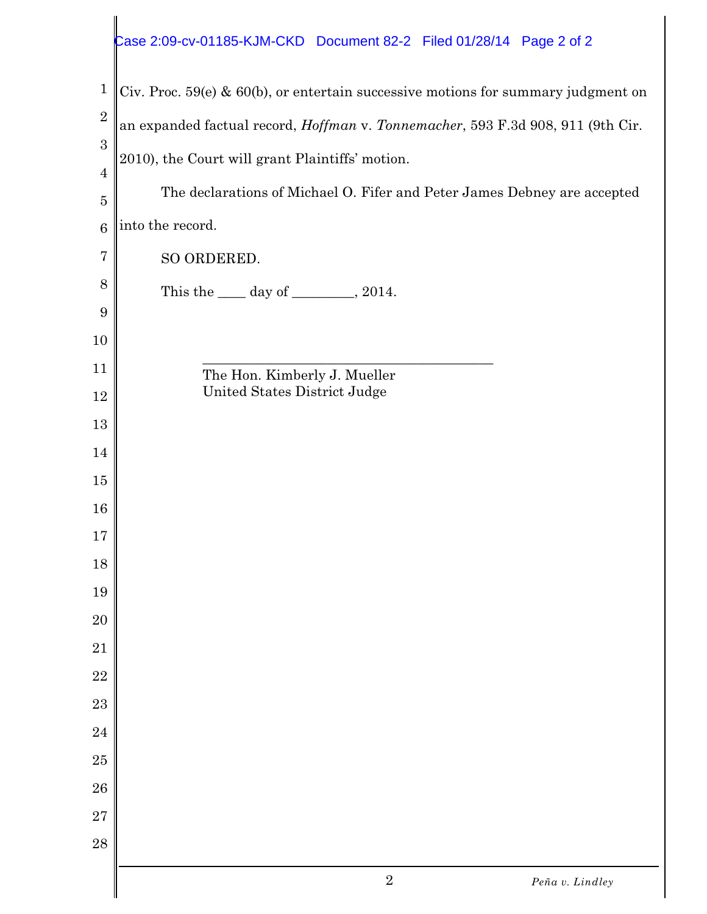Civ. Proc. 59(e) & 60(b), or entertain successive motions for summary judgment on an expanded factual record, *Hoffman* v. *Tonnemacher*, 593 F.3d 908, 911 (9th Cir. 2010), the Court will grant Plaintiffs' motion.

The declarations of Michael O. Fifer and Peter James Debney are accepted into the record.

SO ORDERED.

This the ____ day of _________, 2014.

_________________________________________
The Hon. Kimberly J. Mueller
United States District Judge